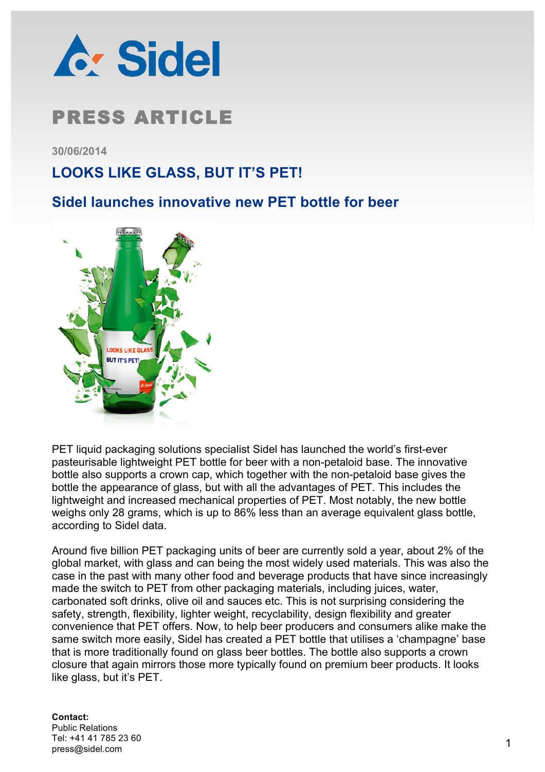Sidel

# PRESS ARTICLE

30/06/2014

## LOOKS LIKE GLASS, BUT IT'S PET!

### Sidel launches innovative new PET bottle for beer

PET liquid packaging solutions specialist Sidel has launched the world's first-ever pasteurisable lightweight PET bottle for beer with a non-petaloid base. The innovative bottle also supports a crown cap, which together with the non-petaloid base gives the bottle the appearance of glass, but with all the advantages of PET. This includes the lightweight and increased mechanical properties of PET. Most notably, the new bottle weighs only 28 grams, which is up to 86% less than an average equivalent glass bottle, according to Sidel data.

Around five billion PET packaging units of beer are currently sold a year, about 2% of the global market, with glass and can being the most widely used materials. This was also the case in the past with many other food and beverage products that have since increasingly made the switch to PET from other packaging materials, including juices, water, carbonated soft drinks, olive oil and sauces etc. This is not surprising considering the safety, strength, flexibility, lighter weight, recyclability, design flexibility and greater convenience that PET offers. Now, to help beer producers and consumers alike make the same switch more easily, Sidel has created a PET bottle that utilises a 'champagne' base that is more traditionally found on glass beer bottles. The bottle also supports a crown closure that again mirrors those more typically found on premium beer products. It looks like glass, but it's PET.

**Contact:**
Public Relations
Tel: +41 41 785 23 60
press@sidel.com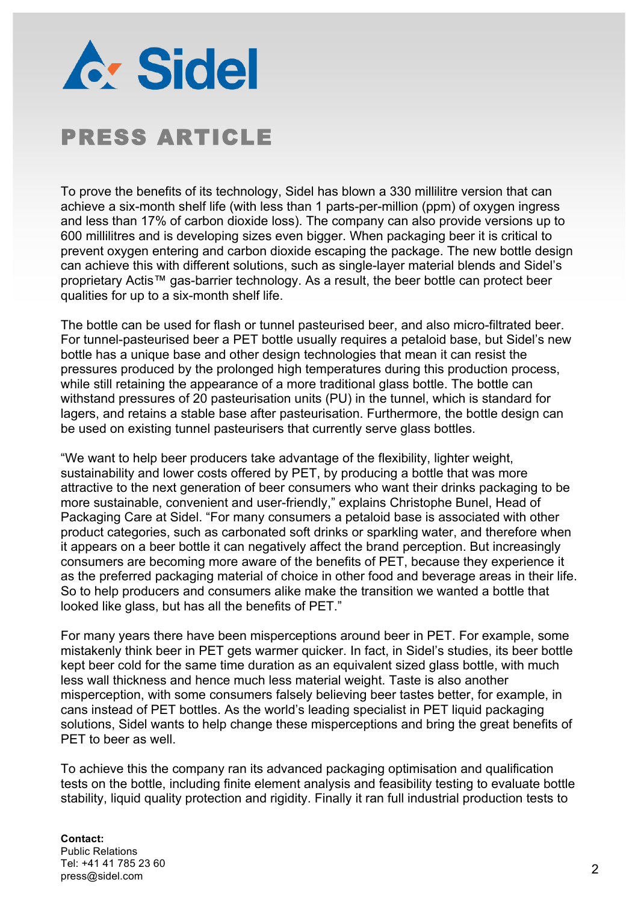To prove the benefits of its technology, Sidel has blown a 330 millilitre version that can achieve a six-month shelf life (with less than 1 parts-per-million (ppm) of oxygen ingress and less than 17% of carbon dioxide loss). The company can also provide versions up to 600 millilitres and is developing sizes even bigger. When packaging beer it is critical to prevent oxygen entering and carbon dioxide escaping the package. The new bottle design can achieve this with different solutions, such as single-layer material blends and Sidel's proprietary Actis™ gas-barrier technology. As a result, the beer bottle can protect beer qualities for up to a six-month shelf life.

The bottle can be used for flash or tunnel pasteurised beer, and also micro-filtrated beer. For tunnel-pasteurised beer a PET bottle usually requires a petaloid base, but Sidel's new bottle has a unique base and other design technologies that mean it can resist the pressures produced by the prolonged high temperatures during this production process, while still retaining the appearance of a more traditional glass bottle. The bottle can withstand pressures of 20 pasteurisation units (PU) in the tunnel, which is standard for lagers, and retains a stable base after pasteurisation. Furthermore, the bottle design can be used on existing tunnel pasteurisers that currently serve glass bottles.

"We want to help beer producers take advantage of the flexibility, lighter weight, sustainability and lower costs offered by PET, by producing a bottle that was more attractive to the next generation of beer consumers who want their drinks packaging to be more sustainable, convenient and user-friendly," explains Christophe Bunel, Head of Packaging Care at Sidel. "For many consumers a petaloid base is associated with other product categories, such as carbonated soft drinks or sparkling water, and therefore when it appears on a beer bottle it can negatively affect the brand perception. But increasingly consumers are becoming more aware of the benefits of PET, because they experience it as the preferred packaging material of choice in other food and beverage areas in their life. So to help producers and consumers alike make the transition we wanted a bottle that looked like glass, but has all the benefits of PET."

For many years there have been misperceptions around beer in PET. For example, some mistakenly think beer in PET gets warmer quicker. In fact, in Sidel's studies, its beer bottle kept beer cold for the same time duration as an equivalent sized glass bottle, with much less wall thickness and hence much less material weight. Taste is also another misperception, with some consumers falsely believing beer tastes better, for example, in cans instead of PET bottles. As the world's leading specialist in PET liquid packaging solutions, Sidel wants to help change these misperceptions and bring the great benefits of PET to beer as well.

To achieve this the company ran its advanced packaging optimisation and qualification tests on the bottle, including finite element analysis and feasibility testing to evaluate bottle stability, liquid quality protection and rigidity. Finally it ran full industrial production tests to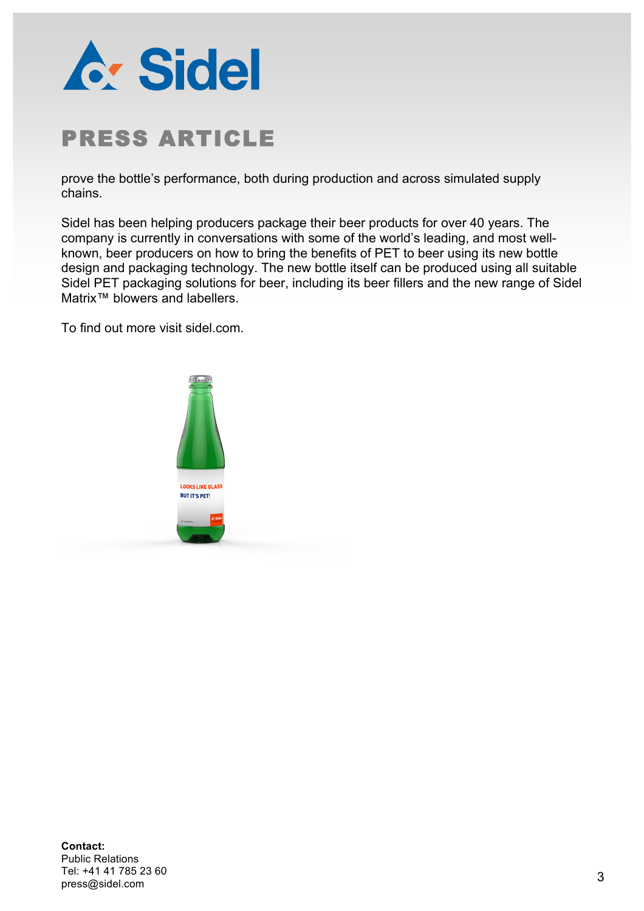prove the bottle's performance, both during production and across simulated supply chains.

Sidel has been helping producers package their beer products for over 40 years. The company is currently in conversations with some of the world's leading, and most well-known, beer producers on how to bring the benefits of PET to beer using its new bottle design and packaging technology. The new bottle itself can be produced using all suitable Sidel PET packaging solutions for beer, including its beer fillers and the new range of Sidel Matrix™ blowers and labellers.

To find out more visit sidel.com.

**Contact:**
Public Relations
Tel: +41 41 785 23 60
press@sidel.com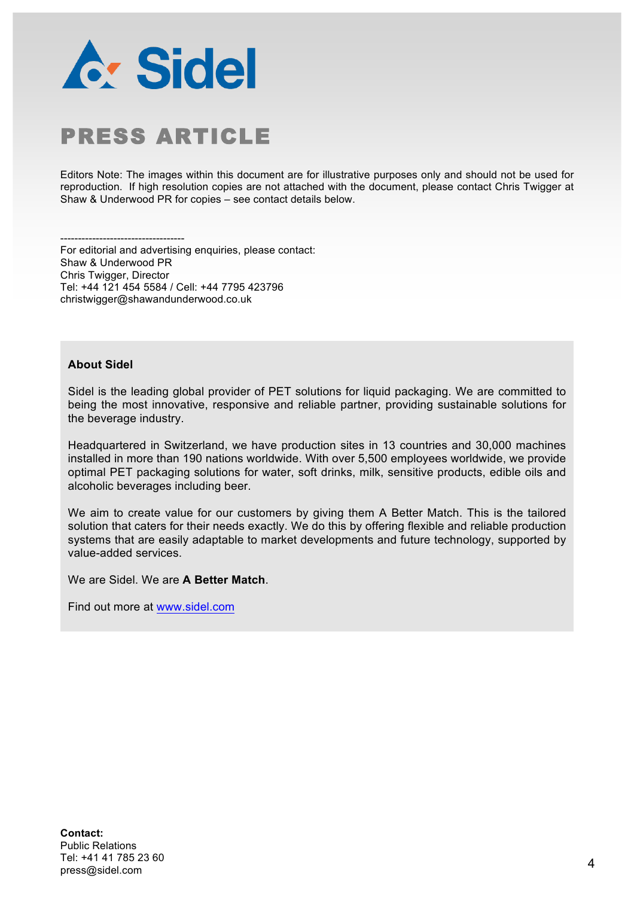Sidel

# PRESS ARTICLE

Editors Note: The images within this document are for illustrative purposes only and should not be used for reproduction. If high resolution copies are not attached with the document, please contact Chris Twigger at Shaw & Underwood PR for copies – see contact details below.

-----------------------------------
For editorial and advertising enquiries, please contact:
Shaw & Underwood PR
Chris Twigger, Director
Tel: +44 121 454 5584 / Cell: +44 7795 423796
christwigger@shawandunderwood.co.uk

**About Sidel**

Sidel is the leading global provider of PET solutions for liquid packaging. We are committed to being the most innovative, responsive and reliable partner, providing sustainable solutions for the beverage industry.

Headquartered in Switzerland, we have production sites in 13 countries and 30,000 machines installed in more than 190 nations worldwide. With over 5,500 employees worldwide, we provide optimal PET packaging solutions for water, soft drinks, milk, sensitive products, edible oils and alcoholic beverages including beer.

We aim to create value for our customers by giving them A Better Match. This is the tailored solution that caters for their needs exactly. We do this by offering flexible and reliable production systems that are easily adaptable to market developments and future technology, supported by value-added services.

We are Sidel. We are **A Better Match**.

Find out more at [www.sidel.com](http://www.sidel.com)

**Contact:**
Public Relations
Tel: +41 41 785 23 60
press@sidel.com